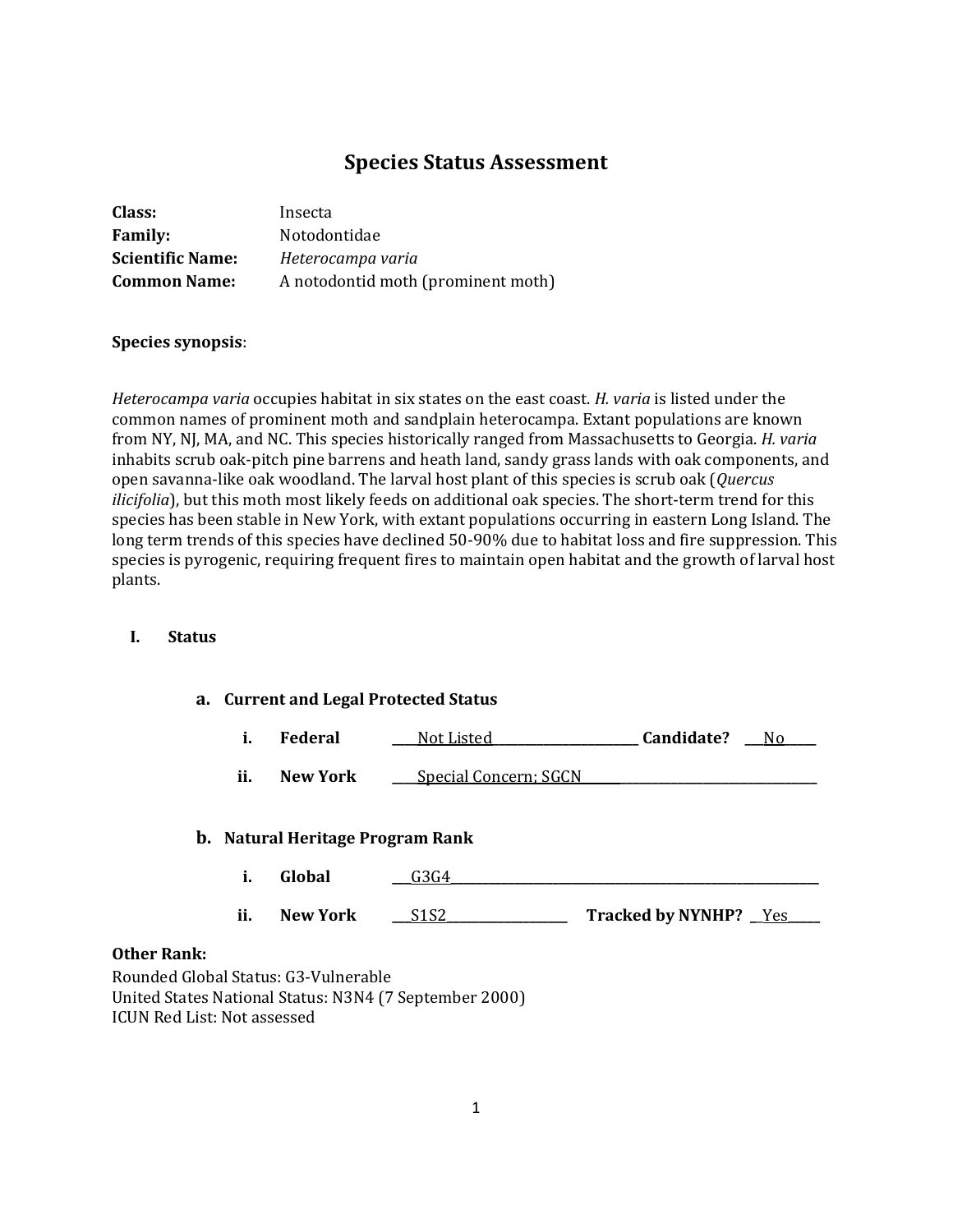# Species Status Assessment

**Class:** Insecta
**Family:** Notodontidae
**Scientific Name:** *Heterocampa varia*
**Common Name:** A notodontid moth (prominent moth)

**Species synopsis**:

*Heterocampa varia* occupies habitat in six states on the east coast. *H. varia* is listed under the common names of prominent moth and sandplain heterocampa. Extant populations are known from NY, NJ, MA, and NC. This species historically ranged from Massachusetts to Georgia. *H. varia* inhabits scrub oak-pitch pine barrens and heath land, sandy grass lands with oak components, and open savanna-like oak woodland. The larval host plant of this species is scrub oak (*Quercus ilicifolia*), but this moth most likely feeds on additional oak species. The short-term trend for this species has been stable in New York, with extant populations occurring in eastern Long Island. The long term trends of this species have declined 50-90% due to habitat loss and fire suppression. This species is pyrogenic, requiring frequent fires to maintain open habitat and the growth of larval host plants.

## I. Status

### a. Current and Legal Protected Status

i. **Federal** ____Not Listed____ **Candidate?** ___No___

ii. **New York** ____Special Concern; SGCN____

### b. Natural Heritage Program Rank

i. **Global** ___G3G4___

ii. **New York** ___S1S2___ **Tracked by NYNHP?** __Yes__

**Other Rank:**
Rounded Global Status: G3-Vulnerable
United States National Status: N3N4 (7 September 2000)
ICUN Red List: Not assessed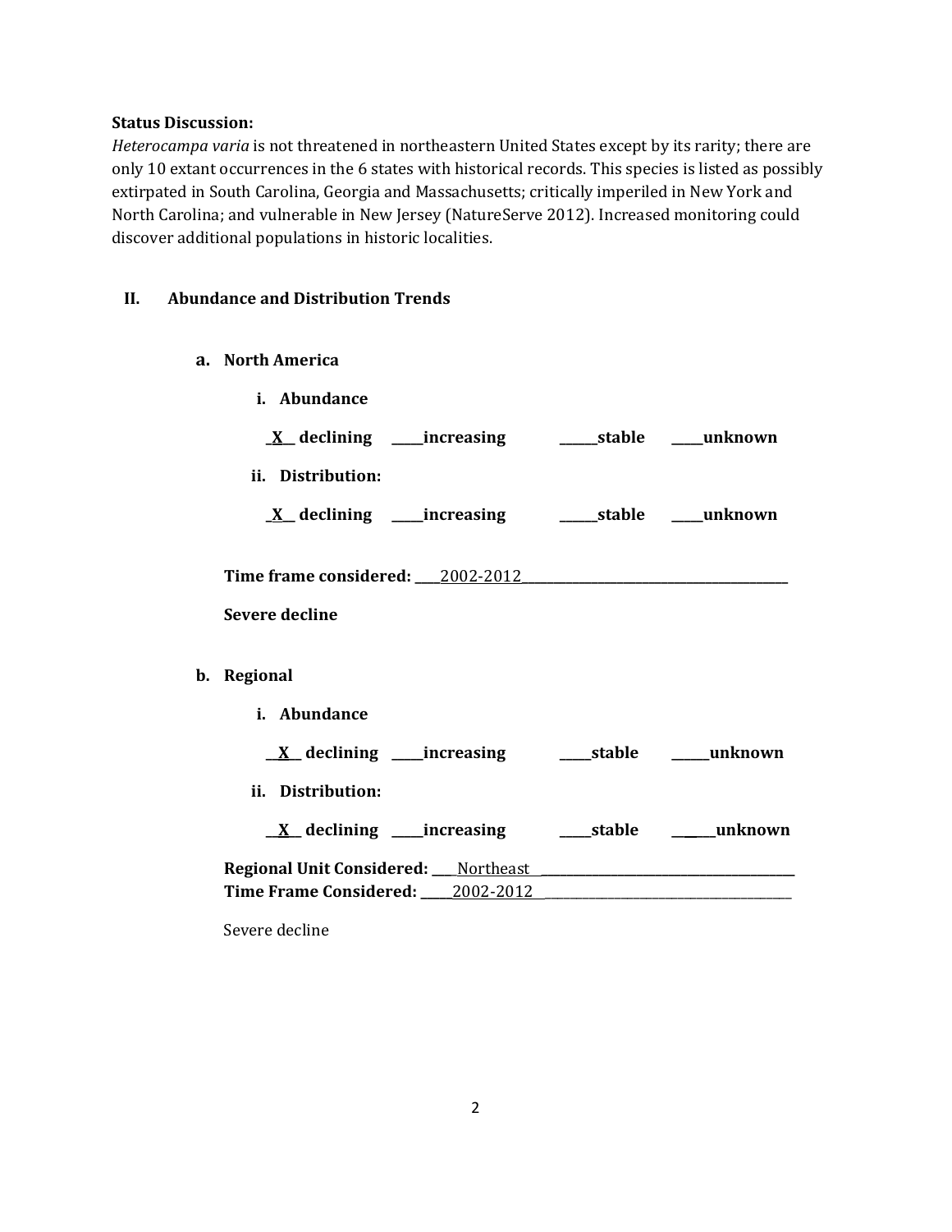**Status Discussion:**
*Heterocampa varia* is not threatened in northeastern United States except by its rarity; there are only 10 extant occurrences in the 6 states with historical records. This species is listed as possibly extirpated in South Carolina, Georgia and Massachusetts; critically imperiled in New York and North Carolina; and vulnerable in New Jersey (NatureServe 2012). Increased monitoring could discover additional populations in historic localities.

## II. Abundance and Distribution Trends

### a. North America

**i. Abundance**

_X_ declining _____increasing ______stable _____unknown

**ii. Distribution:**

_X_ declining _____increasing ______stable _____unknown

**Time frame considered:** ____2002-2012____

**Severe decline**

### b. Regional

**i. Abundance**

__X__ declining _____increasing _____stable ______unknown

**ii. Distribution:**

__X__ declining _____increasing _____stable ______unknown

**Regional Unit Considered:** ____Northeast____
**Time Frame Considered:** _____2002-2012____

Severe decline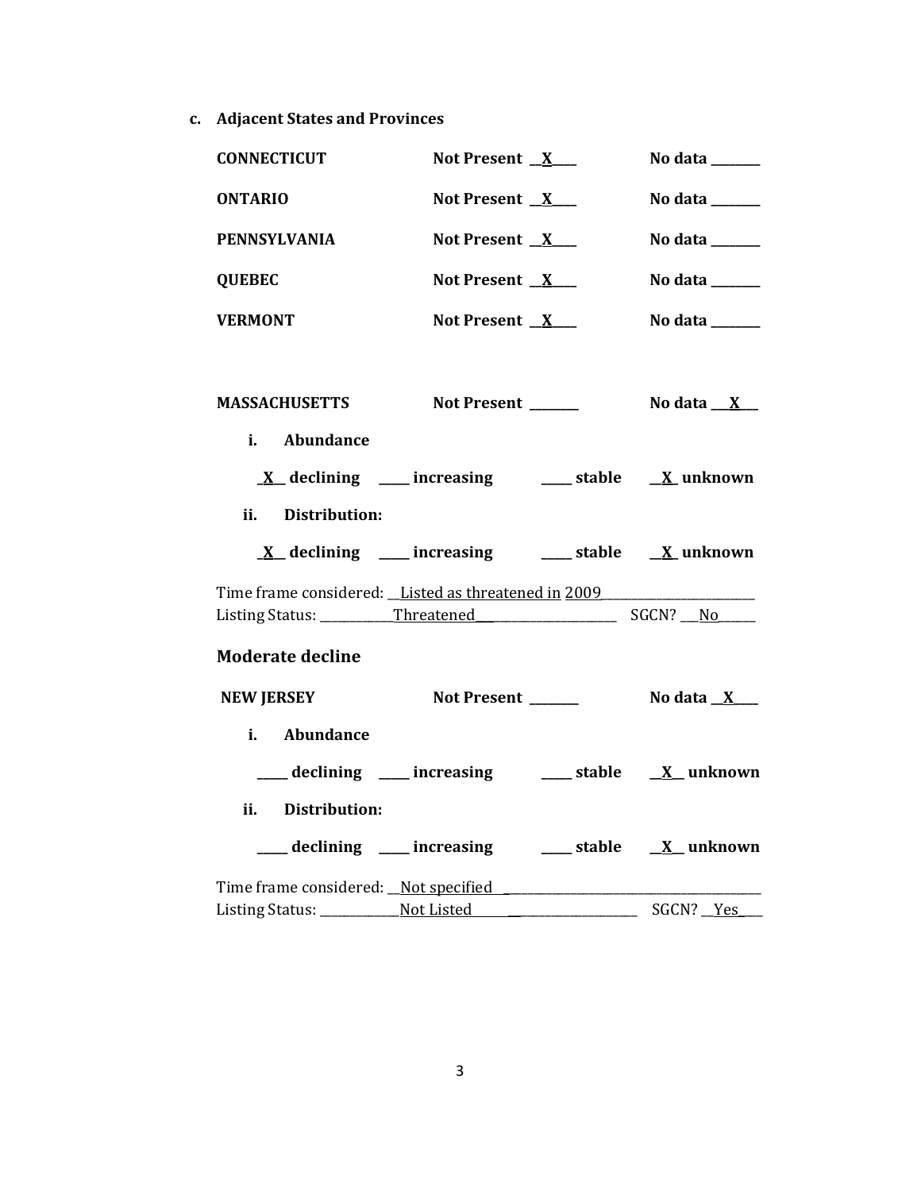### c. Adjacent States and Provinces

**CONNECTICUT** **Not Present** __X__ **No data** ____

**ONTARIO** **Not Present** __X__ **No data** ____

**PENNSYLVANIA** **Not Present** __X__ **No data** ____

**QUEBEC** **Not Present** __X__ **No data** ____

**VERMONT** **Not Present** __X__ **No data** ____

**MASSACHUSETTS** **Not Present** ____ **No data** __X__

**i. Abundance**

__X__ **declining** ____ **increasing** ____ **stable** __X__ **unknown**

**ii. Distribution:**

__X__ **declining** ____ **increasing** ____ **stable** __X__ **unknown**

Time frame considered: Listed as threatened in 2009

Listing Status: Threatened SGCN? No

### Moderate decline

**NEW JERSEY** **Not Present** ____ **No data** __X__

**i. Abundance**

____ **declining** ____ **increasing** ____ **stable** __X__ **unknown**

**ii. Distribution:**

____ **declining** ____ **increasing** ____ **stable** __X__ **unknown**

Time frame considered: Not specified

Listing Status: Not Listed SGCN? Yes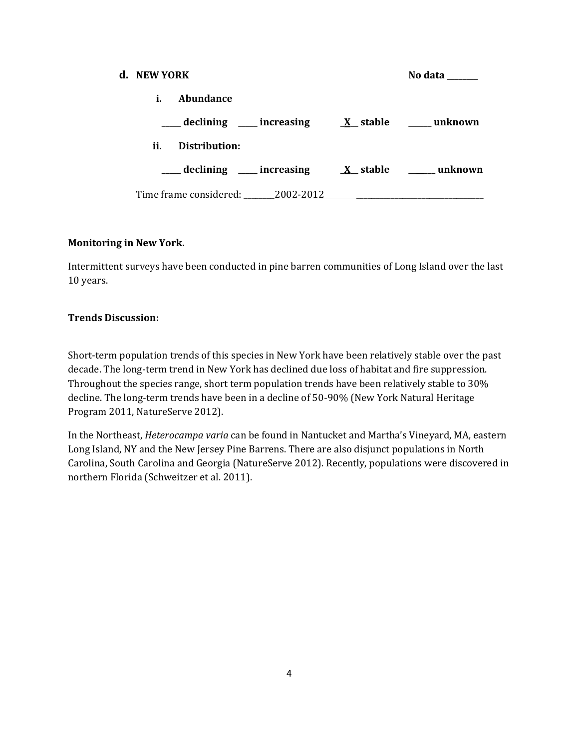**d. NEW YORK** **No data \_\_\_\_\_\_\_\_**

**i. Abundance**

**\_\_\_\_\_ declining \_\_\_\_\_ increasing \_X\_\_ stable \_\_\_\_\_\_ unknown**

**ii. Distribution:**

**\_\_\_\_\_ declining \_\_\_\_\_ increasing \_X\_\_ stable \_\_\_\_\_\_ unknown**

Time frame considered: \_\_\_\_\_\_\_\_2002-2012\_\_\_\_\_\_\_\_\_\_\_\_\_\_\_\_\_\_\_\_\_\_\_\_\_\_\_\_\_\_\_\_\_\_\_\_\_\_\_\_\_\_

**Monitoring in New York.**

Intermittent surveys have been conducted in pine barren communities of Long Island over the last 10 years.

**Trends Discussion:**

Short-term population trends of this species in New York have been relatively stable over the past decade. The long-term trend in New York has declined due loss of habitat and fire suppression. Throughout the species range, short term population trends have been relatively stable to 30% decline. The long-term trends have been in a decline of 50-90% (New York Natural Heritage Program 2011, NatureServe 2012).

In the Northeast, *Heterocampa varia* can be found in Nantucket and Martha's Vineyard, MA, eastern Long Island, NY and the New Jersey Pine Barrens. There are also disjunct populations in North Carolina, South Carolina and Georgia (NatureServe 2012). Recently, populations were discovered in northern Florida (Schweitzer et al. 2011).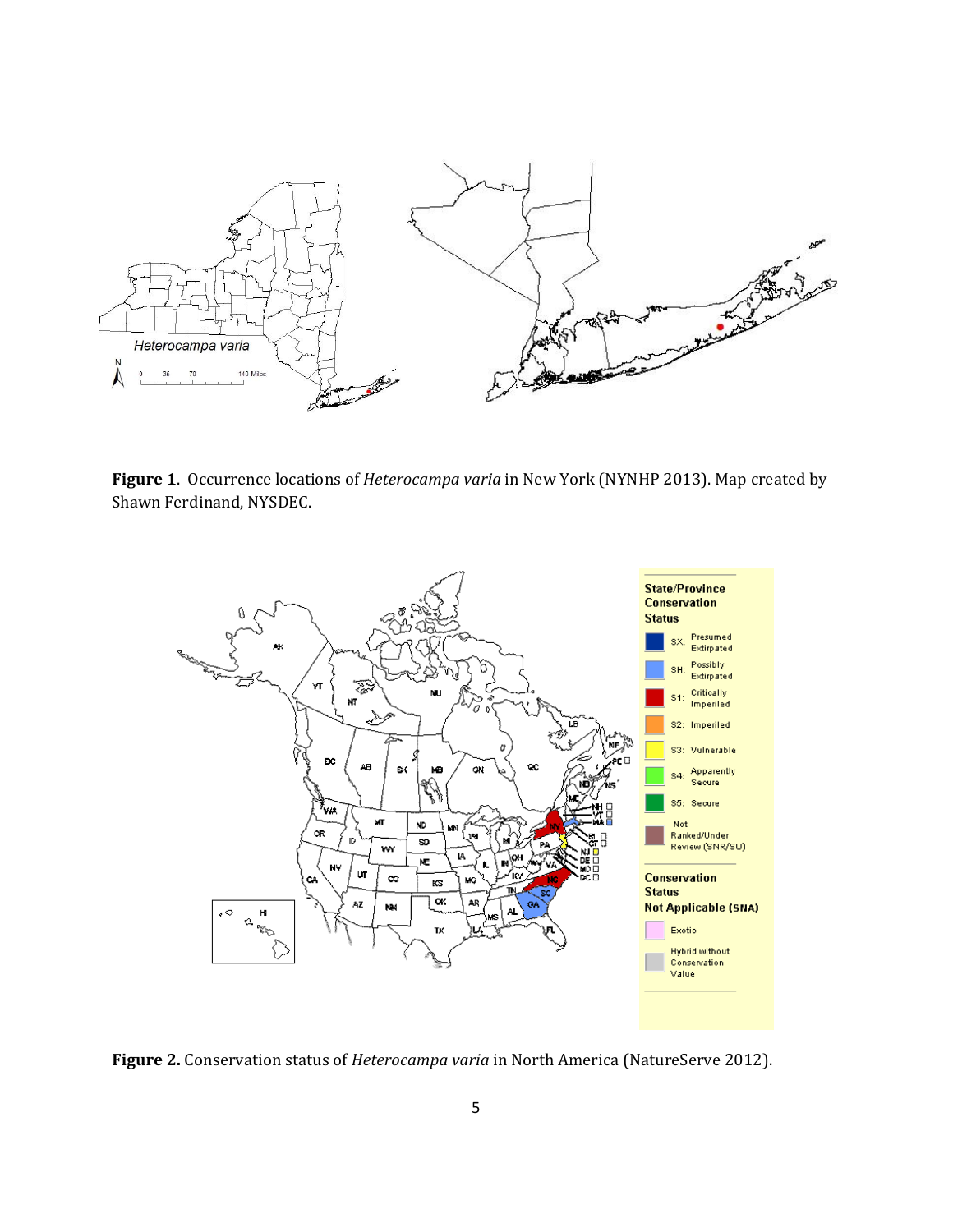**Figure 1**. Occurrence locations of *Heterocampa varia* in New York (NYNHP 2013). Map created by Shawn Ferdinand, NYSDEC.

**Figure 2.** Conservation status of *Heterocampa varia* in North America (NatureServe 2012).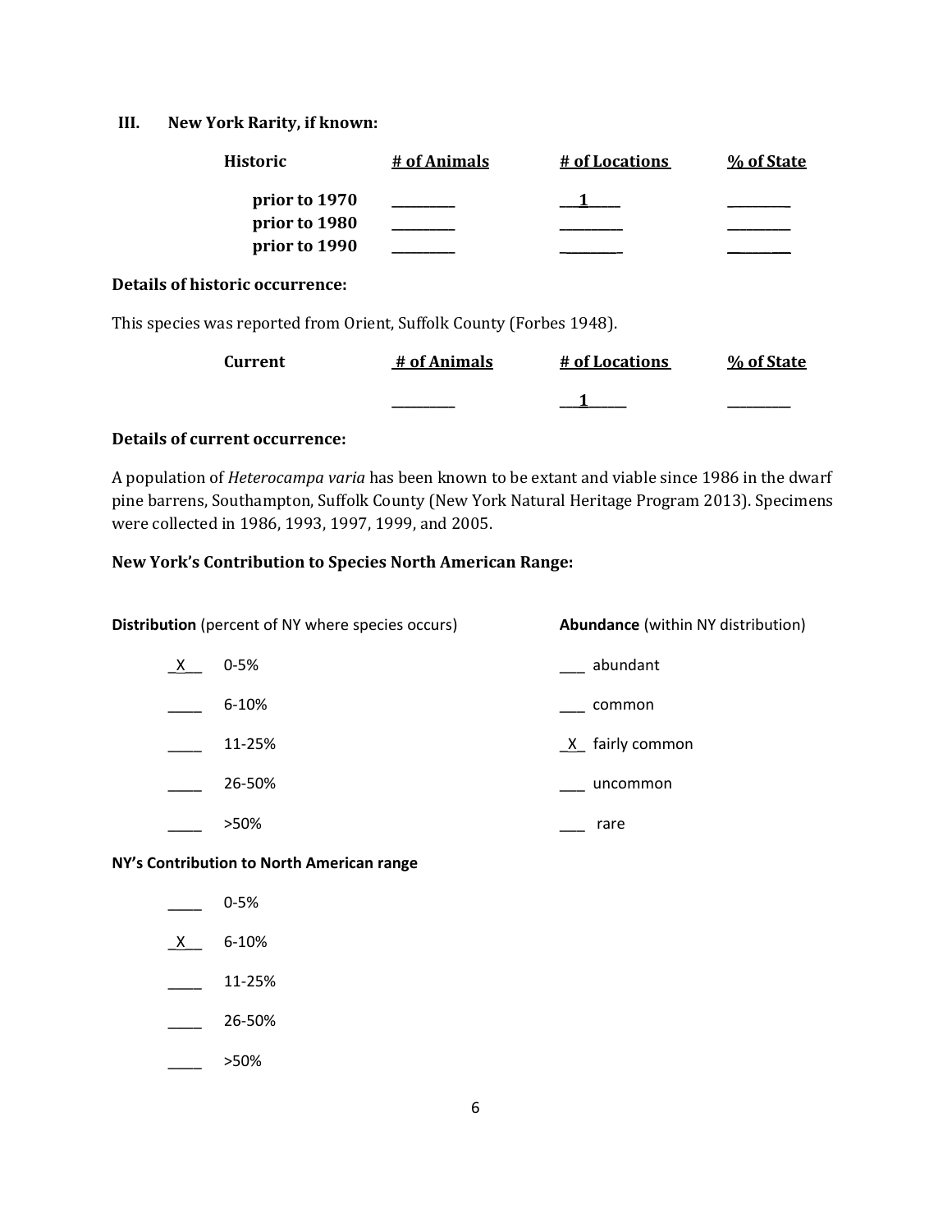## III. New York Rarity, if known:

| Historic | # of Animals | # of Locations | % of State |
|---|---|---|---|
| prior to 1970 | _________ | ___1____ | _________ |
| prior to 1980 | _________ | _________ | _________ |
| prior to 1990 | _________ | _________ | _________ |

**Details of historic occurrence:**

This species was reported from Orient, Suffolk County (Forbes 1948).

| Current | # of Animals | # of Locations | % of State |
|---|---|---|---|
| | _________ | ___1_____ | _________ |

**Details of current occurrence:**

A population of *Heterocampa varia* has been known to be extant and viable since 1986 in the dwarf pine barrens, Southampton, Suffolk County (New York Natural Heritage Program 2013). Specimens were collected in 1986, 1993, 1997, 1999, and 2005.

**New York's Contribution to Species North American Range:**

**Distribution** (percent of NY where species occurs)

_X__ 0-5%

____ 6-10%

____ 11-25%

____ 26-50%

____ >50%

**Abundance** (within NY distribution)

___ abundant

___ common

_X_ fairly common

___ uncommon

___ rare

**NY's Contribution to North American range**

____ 0-5%

_X__ 6-10%

____ 11-25%

____ 26-50%

____ >50%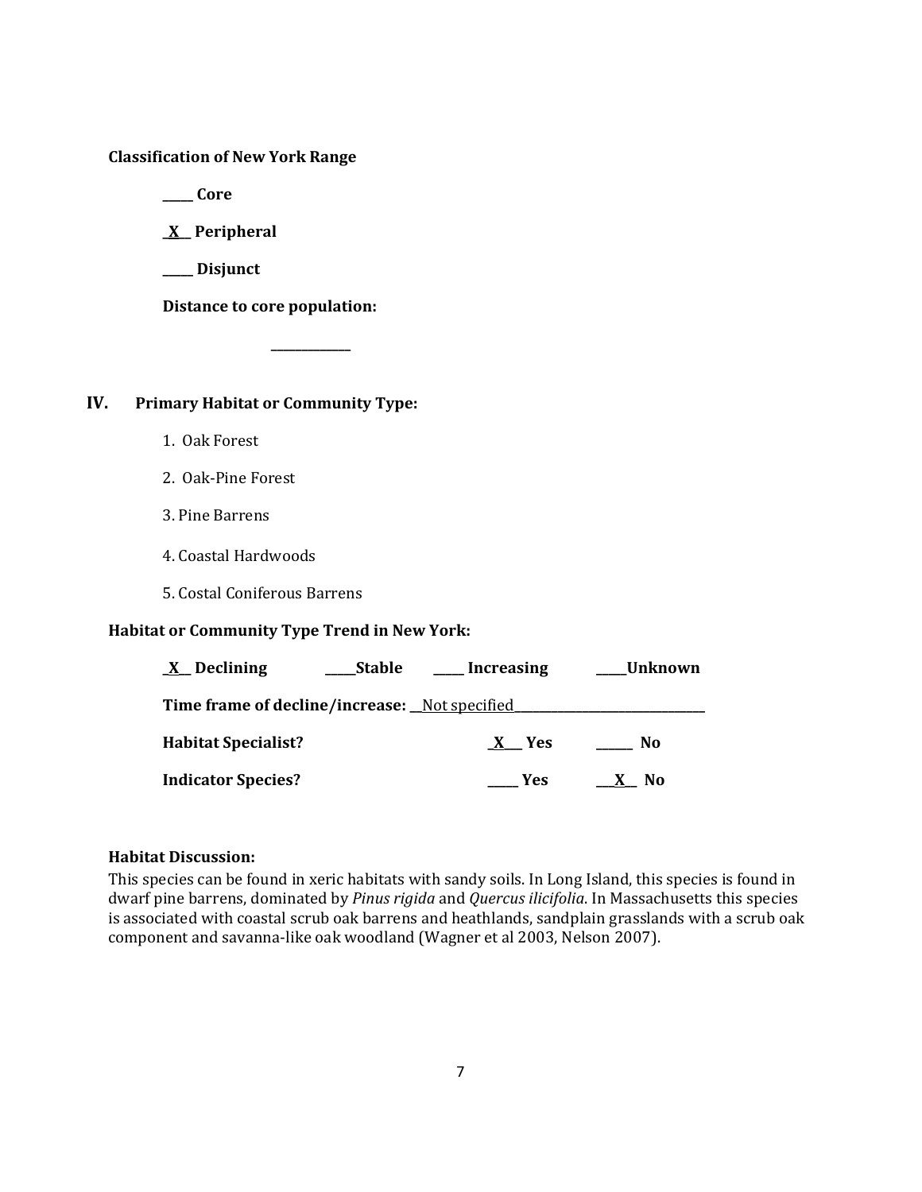**Classification of New York Range**

_____ **Core**

\_**X**\_\_ **Peripheral**

_____ **Disjunct**

**Distance to core population:**

_____________

## IV. Primary Habitat or Community Type:

1. Oak Forest
2. Oak-Pine Forest
3. Pine Barrens
4. Coastal Hardwoods
5. Costal Coniferous Barrens

**Habitat or Community Type Trend in New York:**

\_**X**\_\_ **Declining** _____**Stable** _____ **Increasing** _____**Unknown**

**Time frame of decline/increase:** \_\_Not specified______________________________

**Habitat Specialist?** \_**X**\_\_\_ **Yes** ______ **No**

**Indicator Species?** _____ **Yes** \_\_\_**X**\_\_ **No**

**Habitat Discussion:**

This species can be found in xeric habitats with sandy soils. In Long Island, this species is found in dwarf pine barrens, dominated by *Pinus rigida* and *Quercus ilicifolia*. In Massachusetts this species is associated with coastal scrub oak barrens and heathlands, sandplain grasslands with a scrub oak component and savanna-like oak woodland (Wagner et al 2003, Nelson 2007).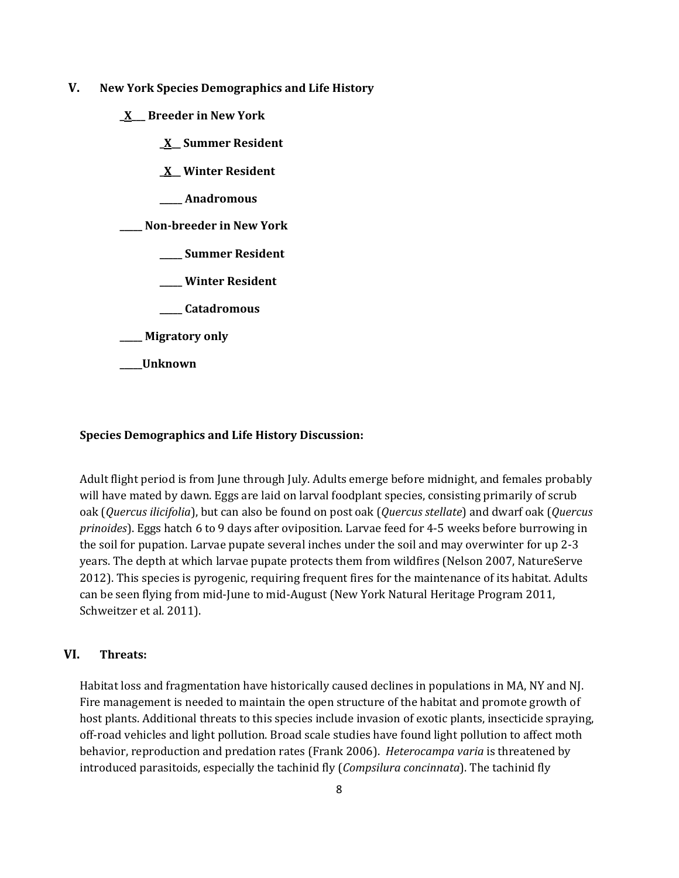## V. New York Species Demographics and Life History

_X__ **Breeder in New York**

_X__ **Summer Resident**

_X__ **Winter Resident**

_____ **Anadromous**

_____ **Non-breeder in New York**

_____ **Summer Resident**

_____ **Winter Resident**

_____ **Catadromous**

_____ **Migratory only**

_____**Unknown**

**Species Demographics and Life History Discussion:**

Adult flight period is from June through July. Adults emerge before midnight, and females probably will have mated by dawn. Eggs are laid on larval foodplant species, consisting primarily of scrub oak (*Quercus ilicifolia*), but can also be found on post oak (*Quercus stellate*) and dwarf oak (*Quercus prinoides*). Eggs hatch 6 to 9 days after oviposition. Larvae feed for 4-5 weeks before burrowing in the soil for pupation. Larvae pupate several inches under the soil and may overwinter for up 2-3 years. The depth at which larvae pupate protects them from wildfires (Nelson 2007, NatureServe 2012). This species is pyrogenic, requiring frequent fires for the maintenance of its habitat. Adults can be seen flying from mid-June to mid-August (New York Natural Heritage Program 2011, Schweitzer et al. 2011).

## VI. Threats:

Habitat loss and fragmentation have historically caused declines in populations in MA, NY and NJ. Fire management is needed to maintain the open structure of the habitat and promote growth of host plants. Additional threats to this species include invasion of exotic plants, insecticide spraying, off-road vehicles and light pollution. Broad scale studies have found light pollution to affect moth behavior, reproduction and predation rates (Frank 2006). *Heterocampa varia* is threatened by introduced parasitoids, especially the tachinid fly (*Compsilura concinnata*). The tachinid fly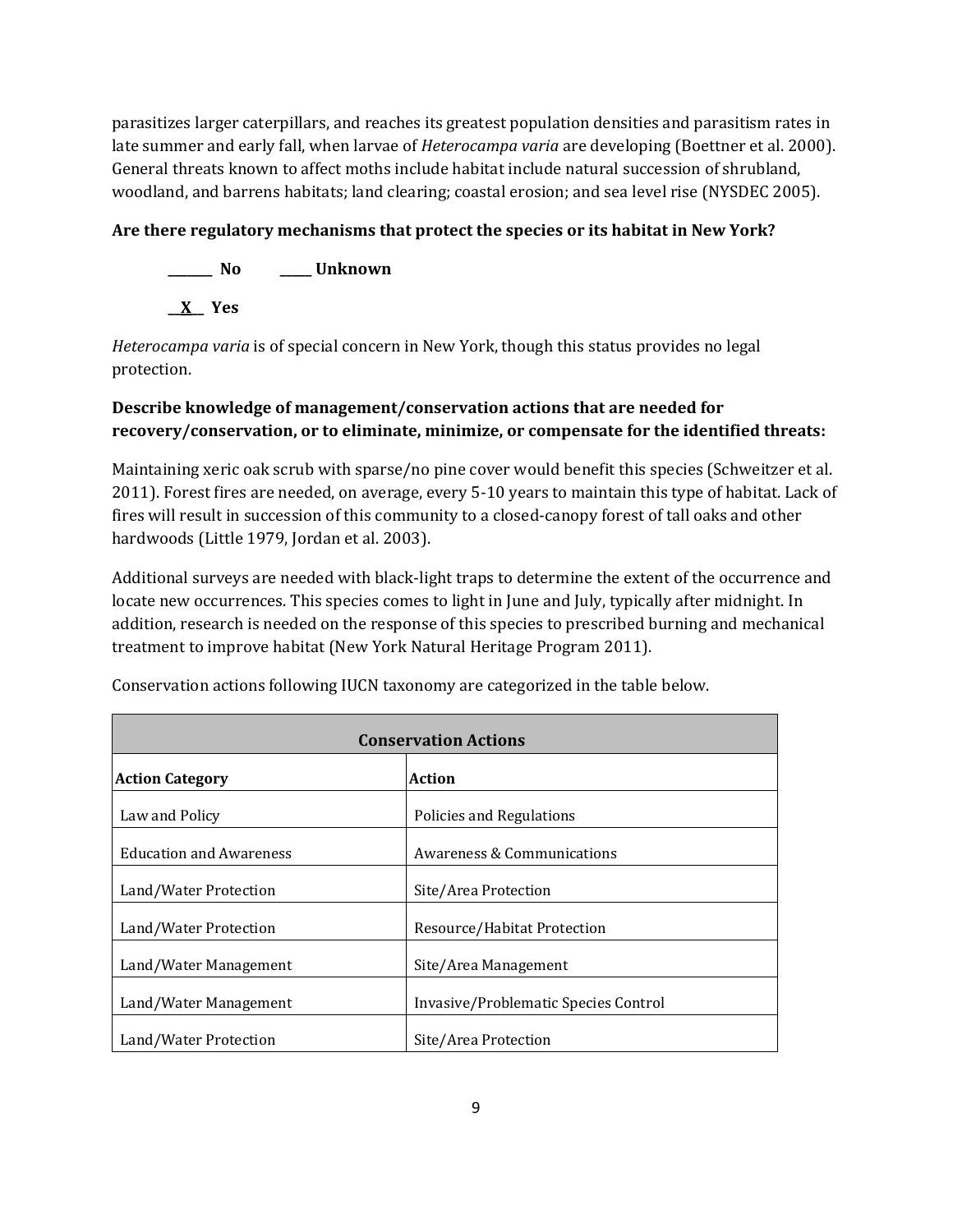parasitizes larger caterpillars, and reaches its greatest population densities and parasitism rates in late summer and early fall, when larvae of *Heterocampa varia* are developing (Boettner et al. 2000). General threats known to affect moths include habitat include natural succession of shrubland, woodland, and barrens habitats; land clearing; coastal erosion; and sea level rise (NYSDEC 2005).

**Are there regulatory mechanisms that protect the species or its habitat in New York?**

**_______ No** **_____ Unknown**

**__X__ Yes**

*Heterocampa varia* is of special concern in New York, though this status provides no legal protection.

**Describe knowledge of management/conservation actions that are needed for recovery/conservation, or to eliminate, minimize, or compensate for the identified threats:**

Maintaining xeric oak scrub with sparse/no pine cover would benefit this species (Schweitzer et al. 2011). Forest fires are needed, on average, every 5-10 years to maintain this type of habitat. Lack of fires will result in succession of this community to a closed-canopy forest of tall oaks and other hardwoods (Little 1979, Jordan et al. 2003).

Additional surveys are needed with black-light traps to determine the extent of the occurrence and locate new occurrences. This species comes to light in June and July, typically after midnight. In addition, research is needed on the response of this species to prescribed burning and mechanical treatment to improve habitat (New York Natural Heritage Program 2011).

Conservation actions following IUCN taxonomy are categorized in the table below.

| **Conservation Actions** | |
|---|---|
| **Action Category** | **Action** |
| Law and Policy | Policies and Regulations |
| Education and Awareness | Awareness & Communications |
| Land/Water Protection | Site/Area Protection |
| Land/Water Protection | Resource/Habitat Protection |
| Land/Water Management | Site/Area Management |
| Land/Water Management | Invasive/Problematic Species Control |
| Land/Water Protection | Site/Area Protection |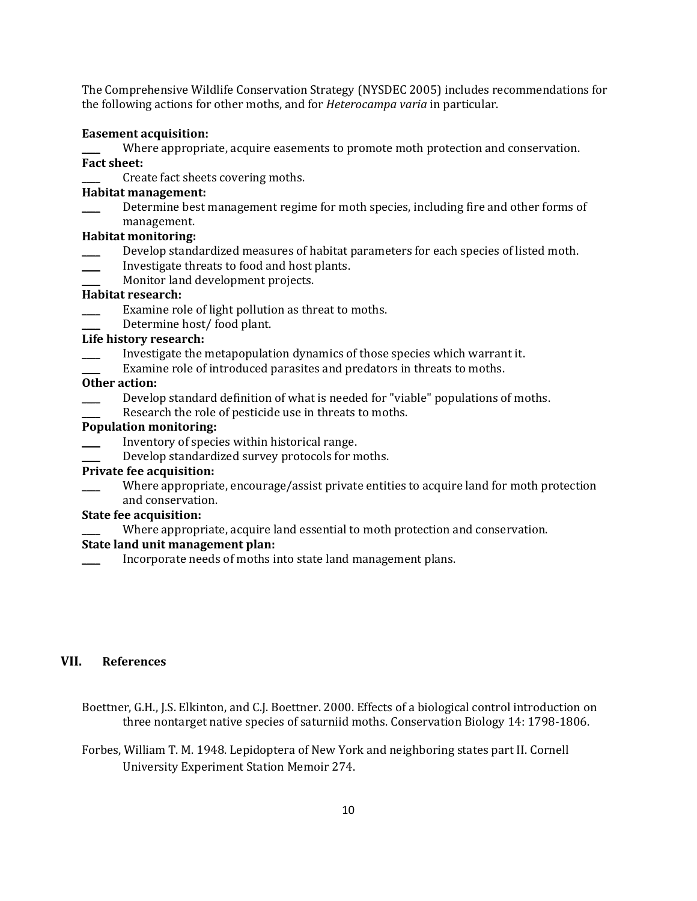The Comprehensive Wildlife Conservation Strategy (NYSDEC 2005) includes recommendations for the following actions for other moths, and for *Heterocampa varia* in particular.

**Easement acquisition:**

____ Where appropriate, acquire easements to promote moth protection and conservation.

**Fact sheet:**

____ Create fact sheets covering moths.

**Habitat management:**

____ Determine best management regime for moth species, including fire and other forms of management.

**Habitat monitoring:**

____ Develop standardized measures of habitat parameters for each species of listed moth.

____ Investigate threats to food and host plants.

____ Monitor land development projects.

**Habitat research:**

____ Examine role of light pollution as threat to moths.

____ Determine host/ food plant.

**Life history research:**

____ Investigate the metapopulation dynamics of those species which warrant it.

____ Examine role of introduced parasites and predators in threats to moths.

**Other action:**

____ Develop standard definition of what is needed for "viable" populations of moths.

____ Research the role of pesticide use in threats to moths.

**Population monitoring:**

____ Inventory of species within historical range.

____ Develop standardized survey protocols for moths.

**Private fee acquisition:**

____ Where appropriate, encourage/assist private entities to acquire land for moth protection and conservation.

**State fee acquisition:**

____ Where appropriate, acquire land essential to moth protection and conservation.

**State land unit management plan:**

____ Incorporate needs of moths into state land management plans.

## VII. References

Boettner, G.H., J.S. Elkinton, and C.J. Boettner. 2000. Effects of a biological control introduction on three nontarget native species of saturniid moths. Conservation Biology 14: 1798-1806.

Forbes, William T. M. 1948. Lepidoptera of New York and neighboring states part II. Cornell University Experiment Station Memoir 274.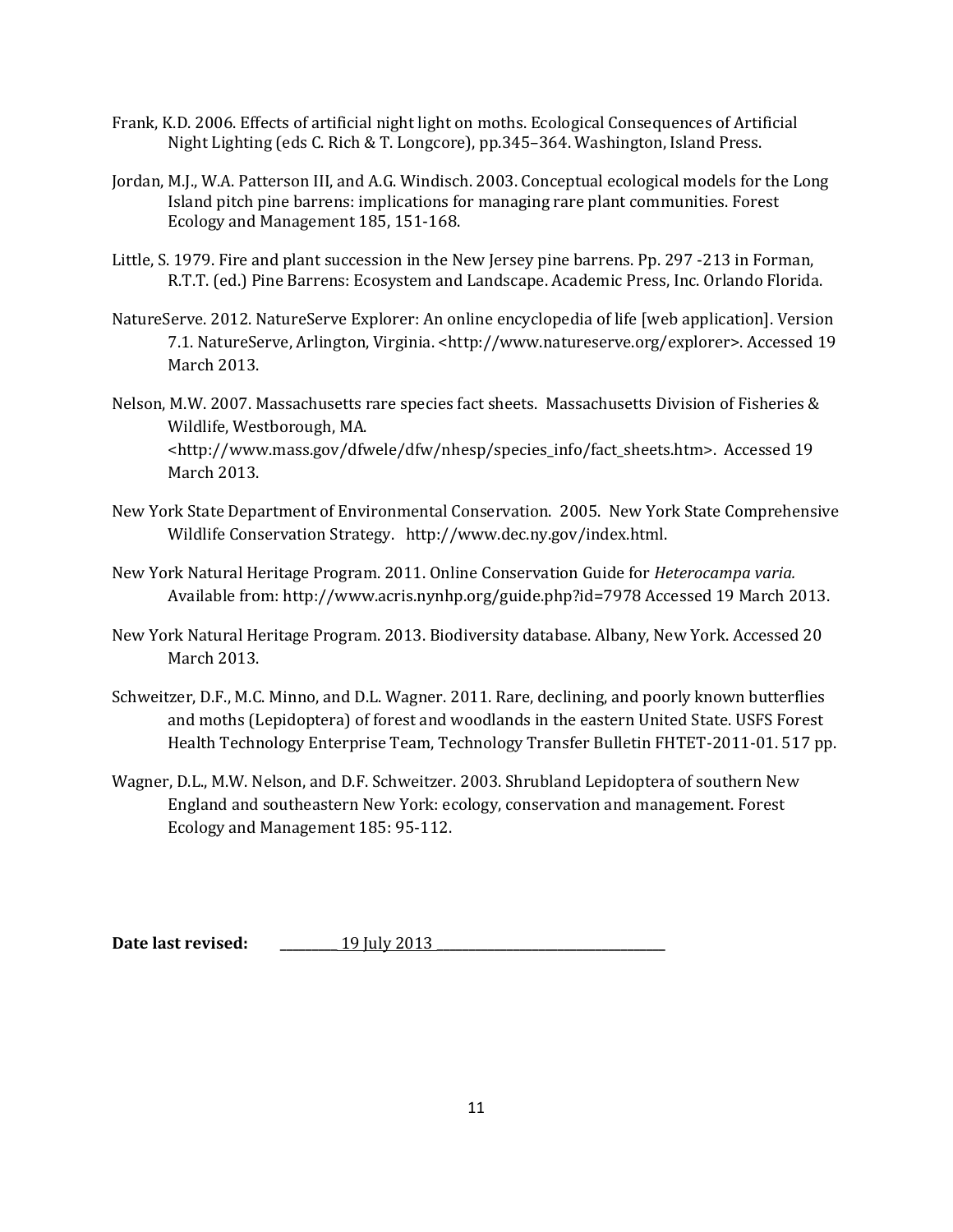Frank, K.D. 2006. Effects of artificial night light on moths. Ecological Consequences of Artificial Night Lighting (eds C. Rich & T. Longcore), pp.345–364. Washington, Island Press.

Jordan, M.J., W.A. Patterson III, and A.G. Windisch. 2003. Conceptual ecological models for the Long Island pitch pine barrens: implications for managing rare plant communities. Forest Ecology and Management 185, 151-168.

Little, S. 1979. Fire and plant succession in the New Jersey pine barrens. Pp. 297 -213 in Forman, R.T.T. (ed.) Pine Barrens: Ecosystem and Landscape. Academic Press, Inc. Orlando Florida.

NatureServe. 2012. NatureServe Explorer: An online encyclopedia of life [web application]. Version 7.1. NatureServe, Arlington, Virginia. <http://www.natureserve.org/explorer>. Accessed 19 March 2013.

Nelson, M.W. 2007. Massachusetts rare species fact sheets. Massachusetts Division of Fisheries & Wildlife, Westborough, MA. <http://www.mass.gov/dfwele/dfw/nhesp/species_info/fact_sheets.htm>. Accessed 19 March 2013.

New York State Department of Environmental Conservation. 2005. New York State Comprehensive Wildlife Conservation Strategy. http://www.dec.ny.gov/index.html.

New York Natural Heritage Program. 2011. Online Conservation Guide for *Heterocampa varia.* Available from: http://www.acris.nynhp.org/guide.php?id=7978 Accessed 19 March 2013.

New York Natural Heritage Program. 2013. Biodiversity database. Albany, New York. Accessed 20 March 2013.

Schweitzer, D.F., M.C. Minno, and D.L. Wagner. 2011. Rare, declining, and poorly known butterflies and moths (Lepidoptera) of forest and woodlands in the eastern United State. USFS Forest Health Technology Enterprise Team, Technology Transfer Bulletin FHTET-2011-01. 517 pp.

Wagner, D.L., M.W. Nelson, and D.F. Schweitzer. 2003. Shrubland Lepidoptera of southern New England and southeastern New York: ecology, conservation and management. Forest Ecology and Management 185: 95-112.

**Date last revised:** 19 July 2013